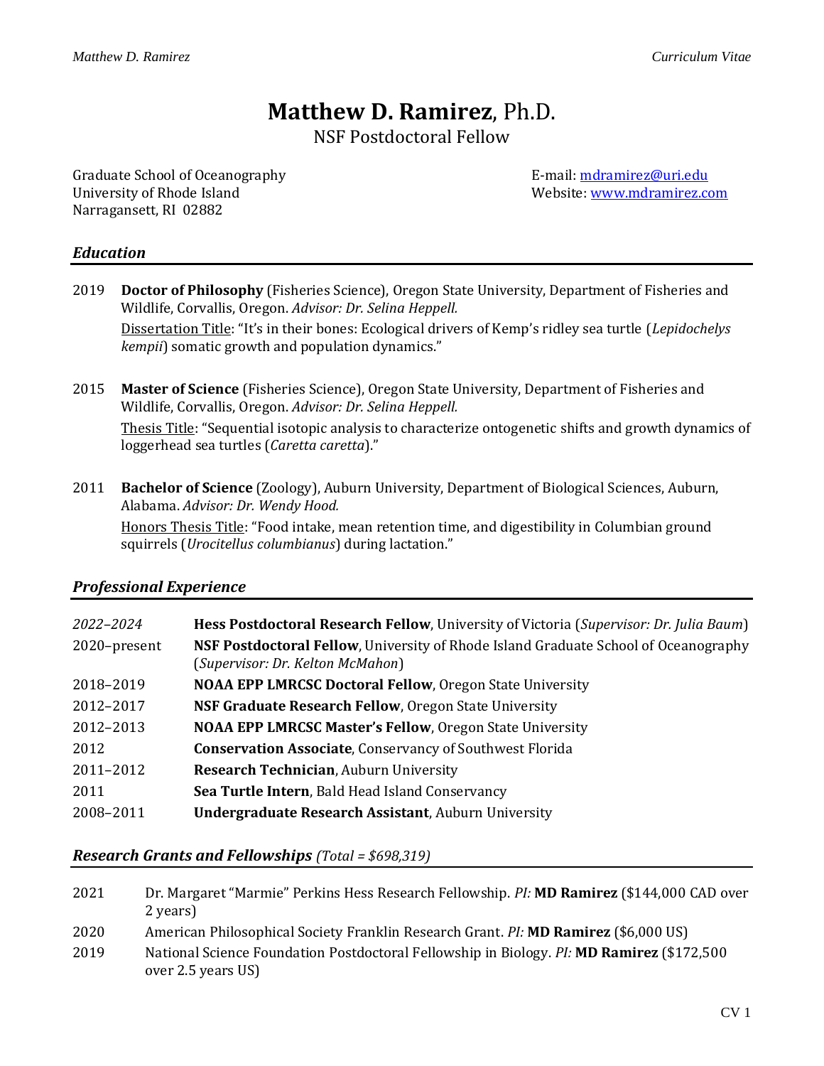# **Matthew D. Ramirez**, Ph.D.

NSF Postdoctoral Fellow

Graduate School of Oceanography
University of Rhode Island
Narragansett, RI 02882

E-mail: mdramirez@uri.edu
Website: www.mdramirez.com

## *Education*

2019 **Doctor of Philosophy** (Fisheries Science), Oregon State University, Department of Fisheries and Wildlife, Corvallis, Oregon. *Advisor: Dr. Selina Heppell.*
Dissertation Title: "It's in their bones: Ecological drivers of Kemp's ridley sea turtle (*Lepidochelys kempii*) somatic growth and population dynamics."

2015 **Master of Science** (Fisheries Science), Oregon State University, Department of Fisheries and Wildlife, Corvallis, Oregon. *Advisor: Dr. Selina Heppell.*
Thesis Title: "Sequential isotopic analysis to characterize ontogenetic shifts and growth dynamics of loggerhead sea turtles (*Caretta caretta*)."

2011 **Bachelor of Science** (Zoology), Auburn University, Department of Biological Sciences, Auburn, Alabama. *Advisor: Dr. Wendy Hood.*
Honors Thesis Title: "Food intake, mean retention time, and digestibility in Columbian ground squirrels (*Urocitellus columbianus*) during lactation."

## *Professional Experience*

| | |
|---|---|
| *2022–2024* | **Hess Postdoctoral Research Fellow**, University of Victoria (*Supervisor: Dr. Julia Baum*) |
| 2020–present | **NSF Postdoctoral Fellow**, University of Rhode Island Graduate School of Oceanography (*Supervisor: Dr. Kelton McMahon*) |
| 2018–2019 | **NOAA EPP LMRCSC Doctoral Fellow**, Oregon State University |
| 2012–2017 | **NSF Graduate Research Fellow**, Oregon State University |
| 2012–2013 | **NOAA EPP LMRCSC Master's Fellow**, Oregon State University |
| 2012 | **Conservation Associate**, Conservancy of Southwest Florida |
| 2011–2012 | **Research Technician**, Auburn University |
| 2011 | **Sea Turtle Intern**, Bald Head Island Conservancy |
| 2008–2011 | **Undergraduate Research Assistant**, Auburn University |

## *Research Grants and Fellowships* (Total = $698,319)

| | |
|---|---|
| 2021 | Dr. Margaret "Marmie" Perkins Hess Research Fellowship. *PI:* **MD Ramirez** ($144,000 CAD over 2 years) |
| 2020 | American Philosophical Society Franklin Research Grant. *PI:* **MD Ramirez** ($6,000 US) |
| 2019 | National Science Foundation Postdoctoral Fellowship in Biology. *PI:* **MD Ramirez** ($172,500 over 2.5 years US) |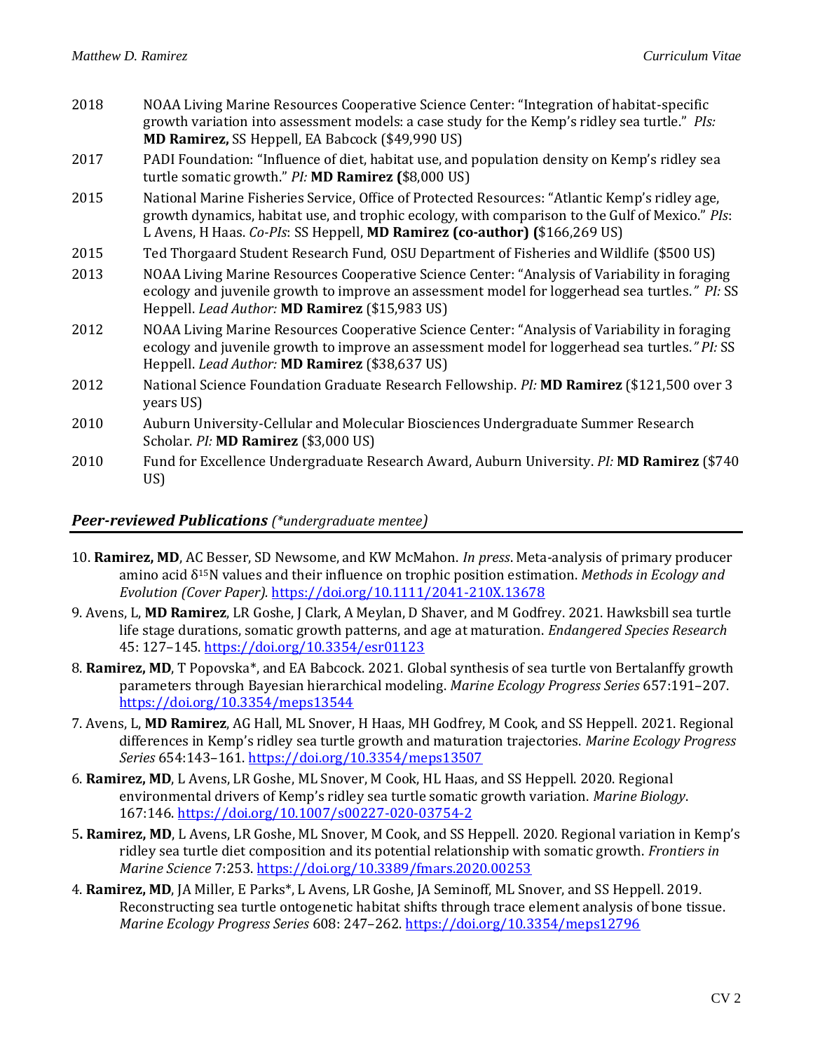2018 NOAA Living Marine Resources Cooperative Science Center: "Integration of habitat-specific growth variation into assessment models: a case study for the Kemp's ridley sea turtle." *PIs:* **MD Ramirez,** SS Heppell, EA Babcock ($49,990 US)

2017 PADI Foundation: "Influence of diet, habitat use, and population density on Kemp's ridley sea turtle somatic growth." *PI:* **MD Ramirez (**$8,000 US)

2015 National Marine Fisheries Service, Office of Protected Resources: "Atlantic Kemp's ridley age, growth dynamics, habitat use, and trophic ecology, with comparison to the Gulf of Mexico." *PIs*: L Avens, H Haas. *Co-PIs*: SS Heppell, **MD Ramirez (co-author) (**$166,269 US)

2015 Ted Thorgaard Student Research Fund, OSU Department of Fisheries and Wildlife ($500 US)

2013 NOAA Living Marine Resources Cooperative Science Center: "Analysis of Variability in foraging ecology and juvenile growth to improve an assessment model for loggerhead sea turtles." *PI:* SS Heppell. *Lead Author:* **MD Ramirez** ($15,983 US)

2012 NOAA Living Marine Resources Cooperative Science Center: "Analysis of Variability in foraging ecology and juvenile growth to improve an assessment model for loggerhead sea turtles." *PI:* SS Heppell. *Lead Author:* **MD Ramirez** ($38,637 US)

2012 National Science Foundation Graduate Research Fellowship. *PI:* **MD Ramirez** ($121,500 over 3 years US)

2010 Auburn University-Cellular and Molecular Biosciences Undergraduate Summer Research Scholar. *PI:* **MD Ramirez** ($3,000 US)

2010 Fund for Excellence Undergraduate Research Award, Auburn University. *PI:* **MD Ramirez** ($740 US)

## ***Peer-reviewed Publications*** *(*undergraduate mentee)*

10. **Ramirez, MD**, AC Besser, SD Newsome, and KW McMahon. *In press*. Meta-analysis of primary producer amino acid $\delta^{15}$N values and their influence on trophic position estimation. *Methods in Ecology and Evolution (Cover Paper).* https://doi.org/10.1111/2041-210X.13678

9. Avens, L, **MD Ramirez**, LR Goshe, J Clark, A Meylan, D Shaver, and M Godfrey. 2021. Hawksbill sea turtle life stage durations, somatic growth patterns, and age at maturation. *Endangered Species Research* 45: 127–145. https://doi.org/10.3354/esr01123

8. **Ramirez, MD**, T Popovska*, and EA Babcock. 2021. Global synthesis of sea turtle von Bertalanffy growth parameters through Bayesian hierarchical modeling. *Marine Ecology Progress Series* 657:191–207. https://doi.org/10.3354/meps13544

7. Avens, L, **MD Ramirez**, AG Hall, ML Snover, H Haas, MH Godfrey, M Cook, and SS Heppell. 2021. Regional differences in Kemp's ridley sea turtle growth and maturation trajectories. *Marine Ecology Progress Series* 654:143–161. https://doi.org/10.3354/meps13507

6. **Ramirez, MD**, L Avens, LR Goshe, ML Snover, M Cook, HL Haas, and SS Heppell. 2020. Regional environmental drivers of Kemp's ridley sea turtle somatic growth variation. *Marine Biology*. 167:146. https://doi.org/10.1007/s00227-020-03754-2

5. **Ramirez, MD**, L Avens, LR Goshe, ML Snover, M Cook, and SS Heppell. 2020. Regional variation in Kemp's ridley sea turtle diet composition and its potential relationship with somatic growth. *Frontiers in Marine Science* 7:253. https://doi.org/10.3389/fmars.2020.00253

4. **Ramirez, MD**, JA Miller, E Parks*, L Avens, LR Goshe, JA Seminoff, ML Snover, and SS Heppell. 2019. Reconstructing sea turtle ontogenetic habitat shifts through trace element analysis of bone tissue. *Marine Ecology Progress Series* 608: 247–262. https://doi.org/10.3354/meps12796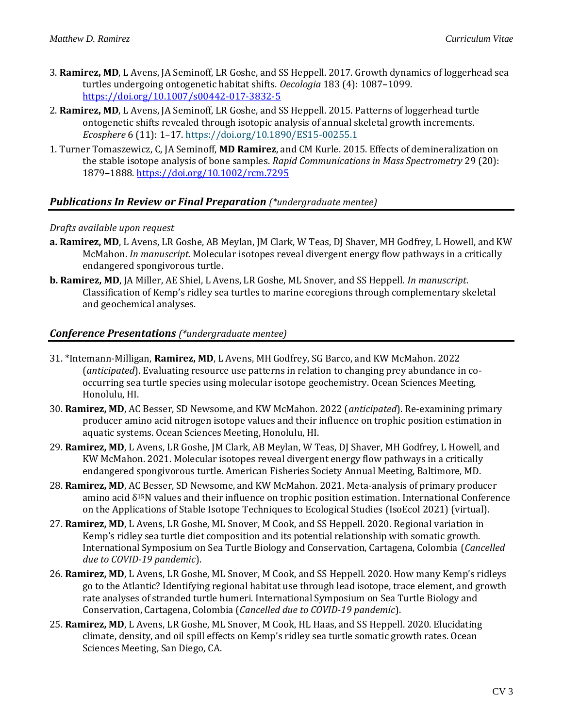3. **Ramirez, MD**, L Avens, JA Seminoff, LR Goshe, and SS Heppell. 2017. Growth dynamics of loggerhead sea turtles undergoing ontogenetic habitat shifts. *Oecologia* 183 (4): 1087–1099. https://doi.org/10.1007/s00442-017-3832-5
2. **Ramirez, MD**, L Avens, JA Seminoff, LR Goshe, and SS Heppell. 2015. Patterns of loggerhead turtle ontogenetic shifts revealed through isotopic analysis of annual skeletal growth increments. *Ecosphere* 6 (11): 1–17. https://doi.org/10.1890/ES15-00255.1
1. Turner Tomaszewicz, C, JA Seminoff, **MD Ramirez**, and CM Kurle. 2015. Effects of demineralization on the stable isotope analysis of bone samples. *Rapid Communications in Mass Spectrometry* 29 (20): 1879–1888. https://doi.org/10.1002/rcm.7295

## *Publications In Review or Final Preparation* *(*undergraduate mentee)*

*Drafts available upon request*

**a. Ramirez, MD**, L Avens, LR Goshe, AB Meylan, JM Clark, W Teas, DJ Shaver, MH Godfrey, L Howell, and KW McMahon. *In manuscript*. Molecular isotopes reveal divergent energy flow pathways in a critically endangered spongivorous turtle.

**b. Ramirez, MD**, JA Miller, AE Shiel, L Avens, LR Goshe, ML Snover, and SS Heppell. *In manuscript*. Classification of Kemp's ridley sea turtles to marine ecoregions through complementary skeletal and geochemical analyses.

## *Conference Presentations* *(*undergraduate mentee)*

31. *Intemann-Milligan, **Ramirez, MD**, L Avens, MH Godfrey, SG Barco, and KW McMahon. 2022 (*anticipated*). Evaluating resource use patterns in relation to changing prey abundance in co-occurring sea turtle species using molecular isotope geochemistry. Ocean Sciences Meeting, Honolulu, HI.
30. **Ramirez, MD**, AC Besser, SD Newsome, and KW McMahon. 2022 (*anticipated*). Re-examining primary producer amino acid nitrogen isotope values and their influence on trophic position estimation in aquatic systems. Ocean Sciences Meeting, Honolulu, HI.
29. **Ramirez, MD**, L Avens, LR Goshe, JM Clark, AB Meylan, W Teas, DJ Shaver, MH Godfrey, L Howell, and KW McMahon. 2021. Molecular isotopes reveal divergent energy flow pathways in a critically endangered spongivorous turtle. American Fisheries Society Annual Meeting, Baltimore, MD.
28. **Ramirez, MD**, AC Besser, SD Newsome, and KW McMahon. 2021. Meta-analysis of primary producer amino acid $\delta^{15}N$ values and their influence on trophic position estimation. International Conference on the Applications of Stable Isotope Techniques to Ecological Studies (IsoEcol 2021) (virtual).
27. **Ramirez, MD**, L Avens, LR Goshe, ML Snover, M Cook, and SS Heppell. 2020. Regional variation in Kemp's ridley sea turtle diet composition and its potential relationship with somatic growth. International Symposium on Sea Turtle Biology and Conservation, Cartagena, Colombia (*Cancelled due to COVID-19 pandemic*).
26. **Ramirez, MD**, L Avens, LR Goshe, ML Snover, M Cook, and SS Heppell. 2020. How many Kemp's ridleys go to the Atlantic? Identifying regional habitat use through lead isotope, trace element, and growth rate analyses of stranded turtle humeri. International Symposium on Sea Turtle Biology and Conservation, Cartagena, Colombia (*Cancelled due to COVID-19 pandemic*).
25. **Ramirez, MD**, L Avens, LR Goshe, ML Snover, M Cook, HL Haas, and SS Heppell. 2020. Elucidating climate, density, and oil spill effects on Kemp's ridley sea turtle somatic growth rates. Ocean Sciences Meeting, San Diego, CA.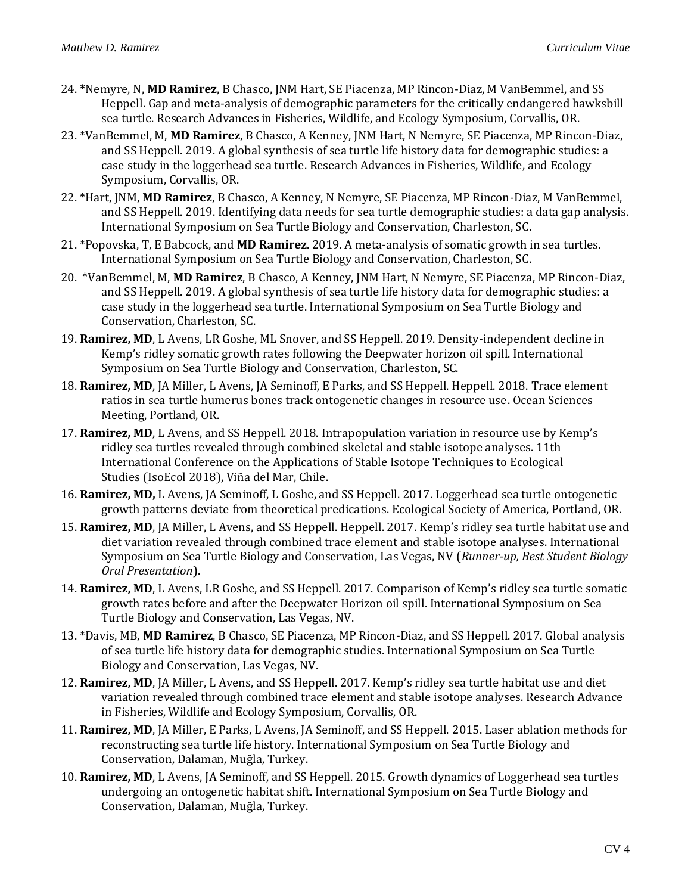24. ***Nemyre, N, **MD Ramirez**, B Chasco, JNM Hart, SE Piacenza, MP Rincon-Diaz, M VanBemmel, and SS Heppell. Gap and meta-analysis of demographic parameters for the critically endangered hawksbill sea turtle. Research Advances in Fisheries, Wildlife, and Ecology Symposium, Corvallis, OR.
23. *VanBemmel, M, **MD Ramirez**, B Chasco, A Kenney, JNM Hart, N Nemyre, SE Piacenza, MP Rincon-Diaz, and SS Heppell. 2019. A global synthesis of sea turtle life history data for demographic studies: a case study in the loggerhead sea turtle. Research Advances in Fisheries, Wildlife, and Ecology Symposium, Corvallis, OR.
22. *Hart, JNM, **MD Ramirez**, B Chasco, A Kenney, N Nemyre, SE Piacenza, MP Rincon-Diaz, M VanBemmel, and SS Heppell. 2019. Identifying data needs for sea turtle demographic studies: a data gap analysis. International Symposium on Sea Turtle Biology and Conservation, Charleston, SC.
21. *Popovska, T, E Babcock, and **MD Ramirez**. 2019. A meta-analysis of somatic growth in sea turtles. International Symposium on Sea Turtle Biology and Conservation, Charleston, SC.
20. *VanBemmel, M, **MD Ramirez**, B Chasco, A Kenney, JNM Hart, N Nemyre, SE Piacenza, MP Rincon-Diaz, and SS Heppell. 2019. A global synthesis of sea turtle life history data for demographic studies: a case study in the loggerhead sea turtle. International Symposium on Sea Turtle Biology and Conservation, Charleston, SC.
19. **Ramirez, MD**, L Avens, LR Goshe, ML Snover, and SS Heppell. 2019. Density-independent decline in Kemp's ridley somatic growth rates following the Deepwater horizon oil spill. International Symposium on Sea Turtle Biology and Conservation, Charleston, SC.
18. **Ramirez, MD**, JA Miller, L Avens, JA Seminoff, E Parks, and SS Heppell. Heppell. 2018. Trace element ratios in sea turtle humerus bones track ontogenetic changes in resource use. Ocean Sciences Meeting, Portland, OR.
17. **Ramirez, MD**, L Avens, and SS Heppell. 2018. Intrapopulation variation in resource use by Kemp's ridley sea turtles revealed through combined skeletal and stable isotope analyses. 11th International Conference on the Applications of Stable Isotope Techniques to Ecological Studies (IsoEcol 2018), Viña del Mar, Chile.
16. **Ramirez, MD,** L Avens, JA Seminoff, L Goshe, and SS Heppell. 2017. Loggerhead sea turtle ontogenetic growth patterns deviate from theoretical predications. Ecological Society of America, Portland, OR.
15. **Ramirez, MD**, JA Miller, L Avens, and SS Heppell. Heppell. 2017. Kemp's ridley sea turtle habitat use and diet variation revealed through combined trace element and stable isotope analyses. International Symposium on Sea Turtle Biology and Conservation, Las Vegas, NV (*Runner-up, Best Student Biology Oral Presentation*).
14. **Ramirez, MD**, L Avens, LR Goshe, and SS Heppell. 2017. Comparison of Kemp's ridley sea turtle somatic growth rates before and after the Deepwater Horizon oil spill. International Symposium on Sea Turtle Biology and Conservation, Las Vegas, NV.
13. *Davis, MB, **MD Ramirez**, B Chasco, SE Piacenza, MP Rincon-Diaz, and SS Heppell. 2017. Global analysis of sea turtle life history data for demographic studies. International Symposium on Sea Turtle Biology and Conservation, Las Vegas, NV.
12. **Ramirez, MD**, JA Miller, L Avens, and SS Heppell. 2017. Kemp's ridley sea turtle habitat use and diet variation revealed through combined trace element and stable isotope analyses. Research Advance in Fisheries, Wildlife and Ecology Symposium, Corvallis, OR.
11. **Ramirez, MD**, JA Miller, E Parks, L Avens, JA Seminoff, and SS Heppell. 2015. Laser ablation methods for reconstructing sea turtle life history. International Symposium on Sea Turtle Biology and Conservation, Dalaman, Muğla, Turkey.
10. **Ramirez, MD**, L Avens, JA Seminoff, and SS Heppell. 2015. Growth dynamics of Loggerhead sea turtles undergoing an ontogenetic habitat shift. International Symposium on Sea Turtle Biology and Conservation, Dalaman, Muğla, Turkey.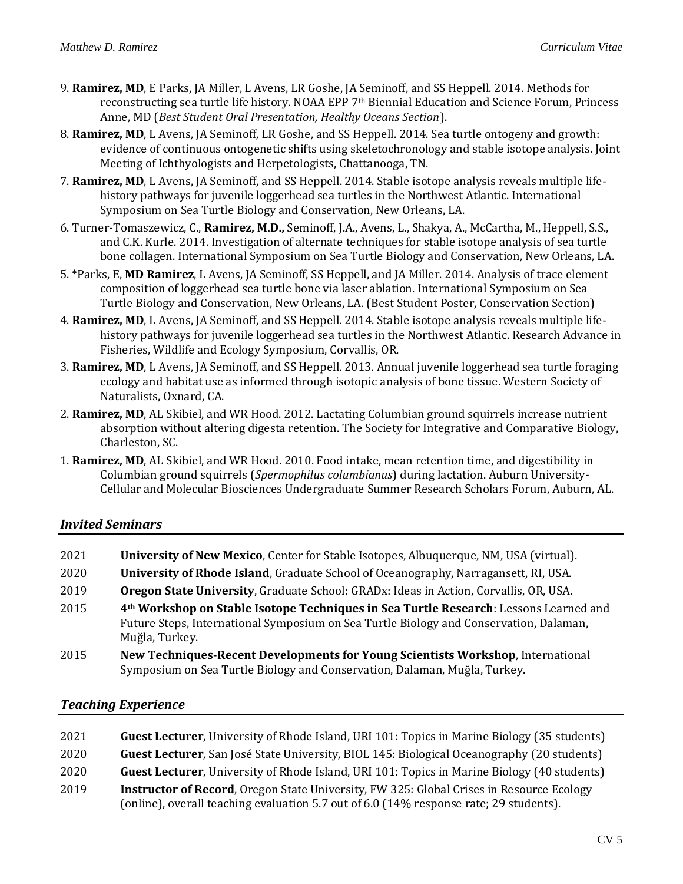9. **Ramirez, MD**, E Parks, JA Miller, L Avens, LR Goshe, JA Seminoff, and SS Heppell. 2014. Methods for reconstructing sea turtle life history. NOAA EPP 7th Biennial Education and Science Forum, Princess Anne, MD (*Best Student Oral Presentation, Healthy Oceans Section*).

8. **Ramirez, MD**, L Avens, JA Seminoff, LR Goshe, and SS Heppell. 2014. Sea turtle ontogeny and growth: evidence of continuous ontogenetic shifts using skeletochronology and stable isotope analysis. Joint Meeting of Ichthyologists and Herpetologists, Chattanooga, TN.

7. **Ramirez, MD**, L Avens, JA Seminoff, and SS Heppell. 2014. Stable isotope analysis reveals multiple life-history pathways for juvenile loggerhead sea turtles in the Northwest Atlantic. International Symposium on Sea Turtle Biology and Conservation, New Orleans, LA.

6. Turner-Tomaszewicz, C., **Ramirez, M.D.,** Seminoff, J.A., Avens, L., Shakya, A., McCartha, M., Heppell, S.S., and C.K. Kurle. 2014. Investigation of alternate techniques for stable isotope analysis of sea turtle bone collagen. International Symposium on Sea Turtle Biology and Conservation, New Orleans, LA.

5. *Parks, E, **MD Ramirez**, L Avens, JA Seminoff, SS Heppell, and JA Miller. 2014. Analysis of trace element composition of loggerhead sea turtle bone via laser ablation. International Symposium on Sea Turtle Biology and Conservation, New Orleans, LA. (Best Student Poster, Conservation Section)

4. **Ramirez, MD**, L Avens, JA Seminoff, and SS Heppell. 2014. Stable isotope analysis reveals multiple life-history pathways for juvenile loggerhead sea turtles in the Northwest Atlantic. Research Advance in Fisheries, Wildlife and Ecology Symposium, Corvallis, OR.

3. **Ramirez, MD**, L Avens, JA Seminoff, and SS Heppell. 2013. Annual juvenile loggerhead sea turtle foraging ecology and habitat use as informed through isotopic analysis of bone tissue. Western Society of Naturalists, Oxnard, CA.

2. **Ramirez, MD**, AL Skibiel, and WR Hood. 2012. Lactating Columbian ground squirrels increase nutrient absorption without altering digesta retention. The Society for Integrative and Comparative Biology, Charleston, SC.

1. **Ramirez, MD**, AL Skibiel, and WR Hood. 2010. Food intake, mean retention time, and digestibility in Columbian ground squirrels (*Spermophilus columbianus*) during lactation. Auburn University-Cellular and Molecular Biosciences Undergraduate Summer Research Scholars Forum, Auburn, AL.

## *Invited Seminars*

2021 **University of New Mexico**, Center for Stable Isotopes, Albuquerque, NM, USA (virtual).

2020 **University of Rhode Island**, Graduate School of Oceanography, Narragansett, RI, USA.

2019 **Oregon State University**, Graduate School: GRADx: Ideas in Action, Corvallis, OR, USA.

2015 **4th Workshop on Stable Isotope Techniques in Sea Turtle Research**: Lessons Learned and Future Steps, International Symposium on Sea Turtle Biology and Conservation, Dalaman, Muğla, Turkey.

2015 **New Techniques-Recent Developments for Young Scientists Workshop**, International Symposium on Sea Turtle Biology and Conservation, Dalaman, Muğla, Turkey.

## *Teaching Experience*

2021 **Guest Lecturer**, University of Rhode Island, URI 101: Topics in Marine Biology (35 students)

2020 **Guest Lecturer**, San José State University, BIOL 145: Biological Oceanography (20 students)

2020 **Guest Lecturer**, University of Rhode Island, URI 101: Topics in Marine Biology (40 students)

2019 **Instructor of Record**, Oregon State University, FW 325: Global Crises in Resource Ecology (online), overall teaching evaluation 5.7 out of 6.0 (14% response rate; 29 students).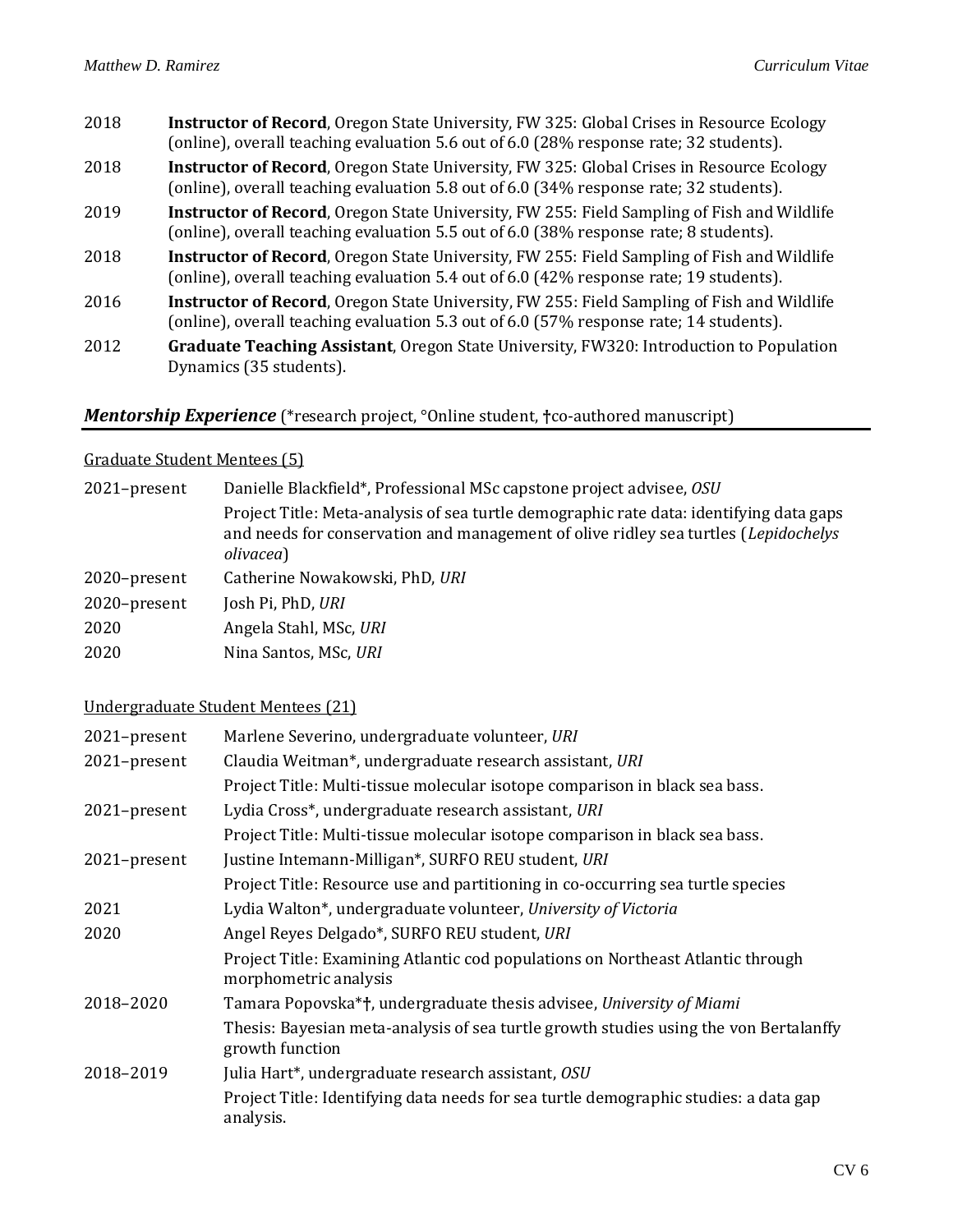2018 **Instructor of Record**, Oregon State University, FW 325: Global Crises in Resource Ecology (online), overall teaching evaluation 5.6 out of 6.0 (28% response rate; 32 students).

2018 **Instructor of Record**, Oregon State University, FW 325: Global Crises in Resource Ecology (online), overall teaching evaluation 5.8 out of 6.0 (34% response rate; 32 students).

2019 **Instructor of Record**, Oregon State University, FW 255: Field Sampling of Fish and Wildlife (online), overall teaching evaluation 5.5 out of 6.0 (38% response rate; 8 students).

2018 **Instructor of Record**, Oregon State University, FW 255: Field Sampling of Fish and Wildlife (online), overall teaching evaluation 5.4 out of 6.0 (42% response rate; 19 students).

2016 **Instructor of Record**, Oregon State University, FW 255: Field Sampling of Fish and Wildlife (online), overall teaching evaluation 5.3 out of 6.0 (57% response rate; 14 students).

2012 **Graduate Teaching Assistant**, Oregon State University, FW320: Introduction to Population Dynamics (35 students).

## ***Mentorship Experience*** (*research project, °Online student, †co-authored manuscript)

Graduate Student Mentees (5)

2021–present Danielle Blackfield*, Professional MSc capstone project advisee, *OSU*
Project Title: Meta-analysis of sea turtle demographic rate data: identifying data gaps and needs for conservation and management of olive ridley sea turtles (*Lepidochelys olivacea*)

2020–present Catherine Nowakowski, PhD, *URI*

2020–present Josh Pi, PhD, *URI*

2020 Angela Stahl, MSc, *URI*

2020 Nina Santos, MSc, *URI*

Undergraduate Student Mentees (21)

2021–present Marlene Severino, undergraduate volunteer, *URI*

2021–present Claudia Weitman*, undergraduate research assistant, *URI*
Project Title: Multi-tissue molecular isotope comparison in black sea bass.

2021–present Lydia Cross*, undergraduate research assistant, *URI*
Project Title: Multi-tissue molecular isotope comparison in black sea bass.

2021–present Justine Intemann-Milligan*, SURFO REU student, *URI*
Project Title: Resource use and partitioning in co-occurring sea turtle species

2021 Lydia Walton*, undergraduate volunteer, *University of Victoria*

2020 Angel Reyes Delgado*, SURFO REU student, *URI*
Project Title: Examining Atlantic cod populations on Northeast Atlantic through morphometric analysis

2018–2020 Tamara Popovska*†, undergraduate thesis advisee, *University of Miami*
Thesis: Bayesian meta-analysis of sea turtle growth studies using the von Bertalanffy growth function

2018–2019 Julia Hart*, undergraduate research assistant, *OSU*
Project Title: Identifying data needs for sea turtle demographic studies: a data gap analysis.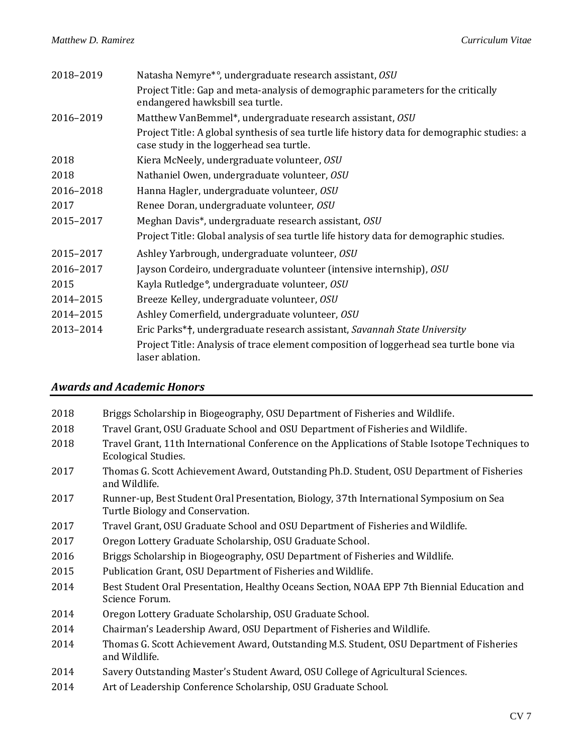2018–2019 Natasha Nemyre*°, undergraduate research assistant, *OSU*
Project Title: Gap and meta-analysis of demographic parameters for the critically endangered hawksbill sea turtle.

2016–2019 Matthew VanBemmel*, undergraduate research assistant, *OSU*
Project Title: A global synthesis of sea turtle life history data for demographic studies: a case study in the loggerhead sea turtle.

2018 Kiera McNeely, undergraduate volunteer, *OSU*

2018 Nathaniel Owen, undergraduate volunteer, *OSU*

2016–2018 Hanna Hagler, undergraduate volunteer, *OSU*

2017 Renee Doran, undergraduate volunteer, *OSU*

2015–2017 Meghan Davis*, undergraduate research assistant, *OSU*
Project Title: Global analysis of sea turtle life history data for demographic studies.

2015–2017 Ashley Yarbrough, undergraduate volunteer, *OSU*

2016–2017 Jayson Cordeiro, undergraduate volunteer (intensive internship), *OSU*

2015 Kayla Rutledge°, undergraduate volunteer, *OSU*

2014–2015 Breeze Kelley, undergraduate volunteer, *OSU*

2014–2015 Ashley Comerfield, undergraduate volunteer, *OSU*

2013–2014 Eric Parks*†, undergraduate research assistant, *Savannah State University*
Project Title: Analysis of trace element composition of loggerhead sea turtle bone via laser ablation.

## *Awards and Academic Honors*

2018 Briggs Scholarship in Biogeography, OSU Department of Fisheries and Wildlife.

2018 Travel Grant, OSU Graduate School and OSU Department of Fisheries and Wildlife.

2018 Travel Grant, 11th International Conference on the Applications of Stable Isotope Techniques to Ecological Studies.

2017 Thomas G. Scott Achievement Award, Outstanding Ph.D. Student, OSU Department of Fisheries and Wildlife.

2017 Runner-up, Best Student Oral Presentation, Biology, 37th International Symposium on Sea Turtle Biology and Conservation.

2017 Travel Grant, OSU Graduate School and OSU Department of Fisheries and Wildlife.

2017 Oregon Lottery Graduate Scholarship, OSU Graduate School.

2016 Briggs Scholarship in Biogeography, OSU Department of Fisheries and Wildlife.

2015 Publication Grant, OSU Department of Fisheries and Wildlife.

2014 Best Student Oral Presentation, Healthy Oceans Section, NOAA EPP 7th Biennial Education and Science Forum.

2014 Oregon Lottery Graduate Scholarship, OSU Graduate School.

2014 Chairman's Leadership Award, OSU Department of Fisheries and Wildlife.

2014 Thomas G. Scott Achievement Award, Outstanding M.S. Student, OSU Department of Fisheries and Wildlife.

2014 Savery Outstanding Master's Student Award, OSU College of Agricultural Sciences.

2014 Art of Leadership Conference Scholarship, OSU Graduate School.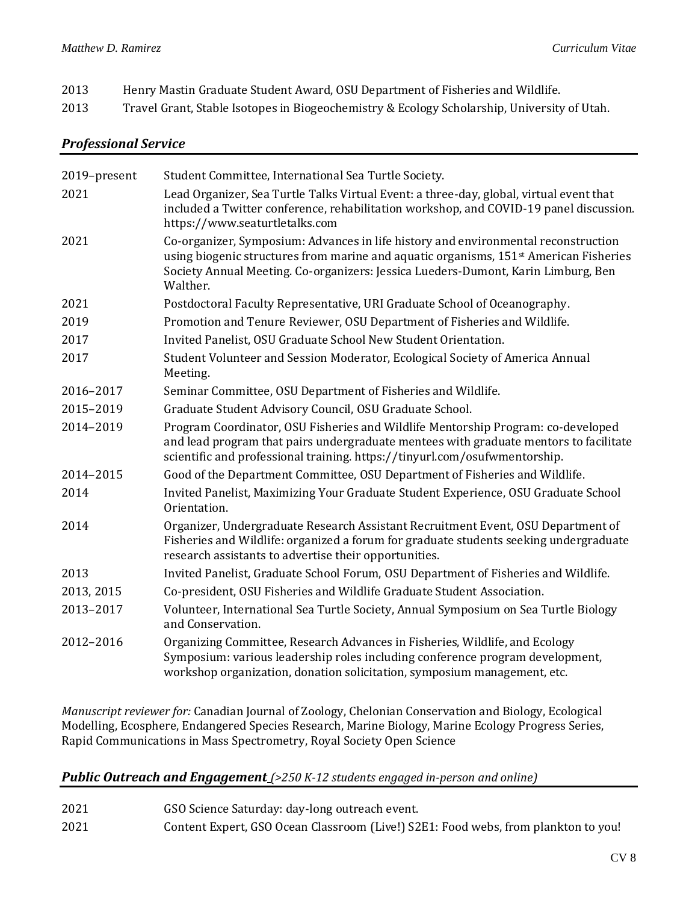2013 Henry Mastin Graduate Student Award, OSU Department of Fisheries and Wildlife.

2013 Travel Grant, Stable Isotopes in Biogeochemistry & Ecology Scholarship, University of Utah.

## *Professional Service*

| | |
|---|---|
| 2019–present | Student Committee, International Sea Turtle Society. |
| 2021 | Lead Organizer, Sea Turtle Talks Virtual Event: a three-day, global, virtual event that included a Twitter conference, rehabilitation workshop, and COVID-19 panel discussion. https://www.seaturtletalks.com |
| 2021 | Co-organizer, Symposium: Advances in life history and environmental reconstruction using biogenic structures from marine and aquatic organisms, 151st American Fisheries Society Annual Meeting. Co-organizers: Jessica Lueders-Dumont, Karin Limburg, Ben Walther. |
| 2021 | Postdoctoral Faculty Representative, URI Graduate School of Oceanography. |
| 2019 | Promotion and Tenure Reviewer, OSU Department of Fisheries and Wildlife. |
| 2017 | Invited Panelist, OSU Graduate School New Student Orientation. |
| 2017 | Student Volunteer and Session Moderator, Ecological Society of America Annual Meeting. |
| 2016–2017 | Seminar Committee, OSU Department of Fisheries and Wildlife. |
| 2015–2019 | Graduate Student Advisory Council, OSU Graduate School. |
| 2014–2019 | Program Coordinator, OSU Fisheries and Wildlife Mentorship Program: co-developed and lead program that pairs undergraduate mentees with graduate mentors to facilitate scientific and professional training. https://tinyurl.com/osufwmentorship. |
| 2014–2015 | Good of the Department Committee, OSU Department of Fisheries and Wildlife. |
| 2014 | Invited Panelist, Maximizing Your Graduate Student Experience, OSU Graduate School Orientation. |
| 2014 | Organizer, Undergraduate Research Assistant Recruitment Event, OSU Department of Fisheries and Wildlife: organized a forum for graduate students seeking undergraduate research assistants to advertise their opportunities. |
| 2013 | Invited Panelist, Graduate School Forum, OSU Department of Fisheries and Wildlife. |
| 2013, 2015 | Co-president, OSU Fisheries and Wildlife Graduate Student Association. |
| 2013–2017 | Volunteer, International Sea Turtle Society, Annual Symposium on Sea Turtle Biology and Conservation. |
| 2012–2016 | Organizing Committee, Research Advances in Fisheries, Wildlife, and Ecology Symposium: various leadership roles including conference program development, workshop organization, donation solicitation, symposium management, etc. |

*Manuscript reviewer for:* Canadian Journal of Zoology, Chelonian Conservation and Biology, Ecological Modelling, Ecosphere, Endangered Species Research, Marine Biology, Marine Ecology Progress Series, Rapid Communications in Mass Spectrometry, Royal Society Open Science

## *Public Outreach and Engagement (>250 K-12 students engaged in-person and online)*

| | |
|---|---|
| 2021 | GSO Science Saturday: day-long outreach event. |
| 2021 | Content Expert, GSO Ocean Classroom (Live!) S2E1: Food webs, from plankton to you! |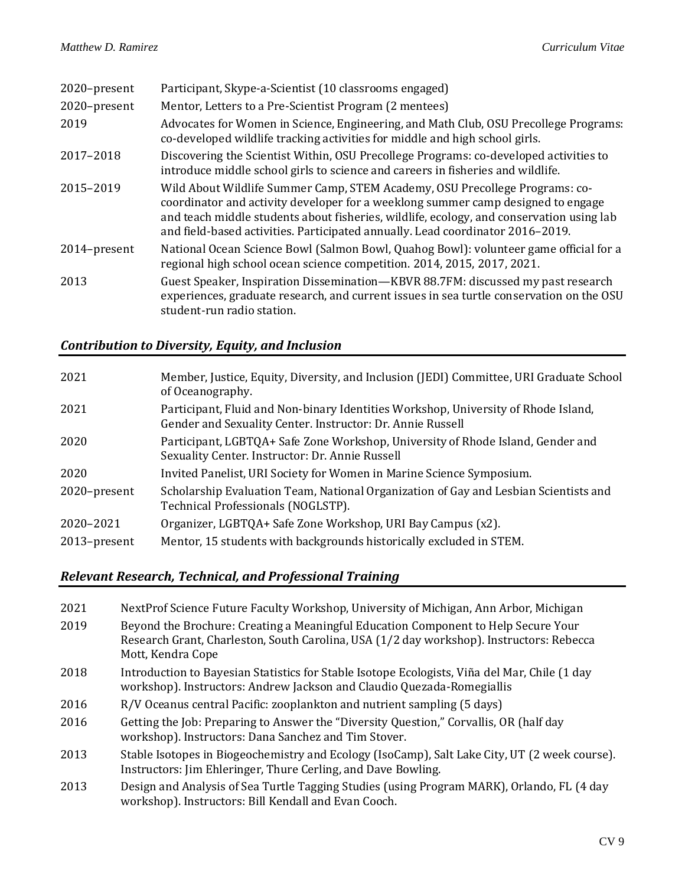| | |
|---|---|
| 2020–present | Participant, Skype-a-Scientist (10 classrooms engaged) |
| 2020–present | Mentor, Letters to a Pre-Scientist Program (2 mentees) |
| 2019 | Advocates for Women in Science, Engineering, and Math Club, OSU Precollege Programs: co-developed wildlife tracking activities for middle and high school girls. |
| 2017–2018 | Discovering the Scientist Within, OSU Precollege Programs: co-developed activities to introduce middle school girls to science and careers in fisheries and wildlife. |
| 2015–2019 | Wild About Wildlife Summer Camp, STEM Academy, OSU Precollege Programs: co-coordinator and activity developer for a weeklong summer camp designed to engage and teach middle students about fisheries, wildlife, ecology, and conservation using lab and field-based activities. Participated annually. Lead coordinator 2016–2019. |
| 2014–present | National Ocean Science Bowl (Salmon Bowl, Quahog Bowl): volunteer game official for a regional high school ocean science competition. 2014, 2015, 2017, 2021. |
| 2013 | Guest Speaker, Inspiration Dissemination—KBVR 88.7FM: discussed my past research experiences, graduate research, and current issues in sea turtle conservation on the OSU student-run radio station. |

## *Contribution to Diversity, Equity, and Inclusion*

| | |
|---|---|
| 2021 | Member, Justice, Equity, Diversity, and Inclusion (JEDI) Committee, URI Graduate School of Oceanography. |
| 2021 | Participant, Fluid and Non-binary Identities Workshop, University of Rhode Island, Gender and Sexuality Center. Instructor: Dr. Annie Russell |
| 2020 | Participant, LGBTQA+ Safe Zone Workshop, University of Rhode Island, Gender and Sexuality Center. Instructor: Dr. Annie Russell |
| 2020 | Invited Panelist, URI Society for Women in Marine Science Symposium. |
| 2020–present | Scholarship Evaluation Team, National Organization of Gay and Lesbian Scientists and Technical Professionals (NOGLSTP). |
| 2020–2021 | Organizer, LGBTQA+ Safe Zone Workshop, URI Bay Campus (x2). |
| 2013–present | Mentor, 15 students with backgrounds historically excluded in STEM. |

## *Relevant Research, Technical, and Professional Training*

| | |
|---|---|
| 2021 | NextProf Science Future Faculty Workshop, University of Michigan, Ann Arbor, Michigan |
| 2019 | Beyond the Brochure: Creating a Meaningful Education Component to Help Secure Your Research Grant, Charleston, South Carolina, USA (1/2 day workshop). Instructors: Rebecca Mott, Kendra Cope |
| 2018 | Introduction to Bayesian Statistics for Stable Isotope Ecologists, Viña del Mar, Chile (1 day workshop). Instructors: Andrew Jackson and Claudio Quezada-Romegiallis |
| 2016 | R/V Oceanus central Pacific: zooplankton and nutrient sampling (5 days) |
| 2016 | Getting the Job: Preparing to Answer the "Diversity Question," Corvallis, OR (half day workshop). Instructors: Dana Sanchez and Tim Stover. |
| 2013 | Stable Isotopes in Biogeochemistry and Ecology (IsoCamp), Salt Lake City, UT (2 week course). Instructors: Jim Ehleringer, Thure Cerling, and Dave Bowling. |
| 2013 | Design and Analysis of Sea Turtle Tagging Studies (using Program MARK), Orlando, FL (4 day workshop). Instructors: Bill Kendall and Evan Cooch. |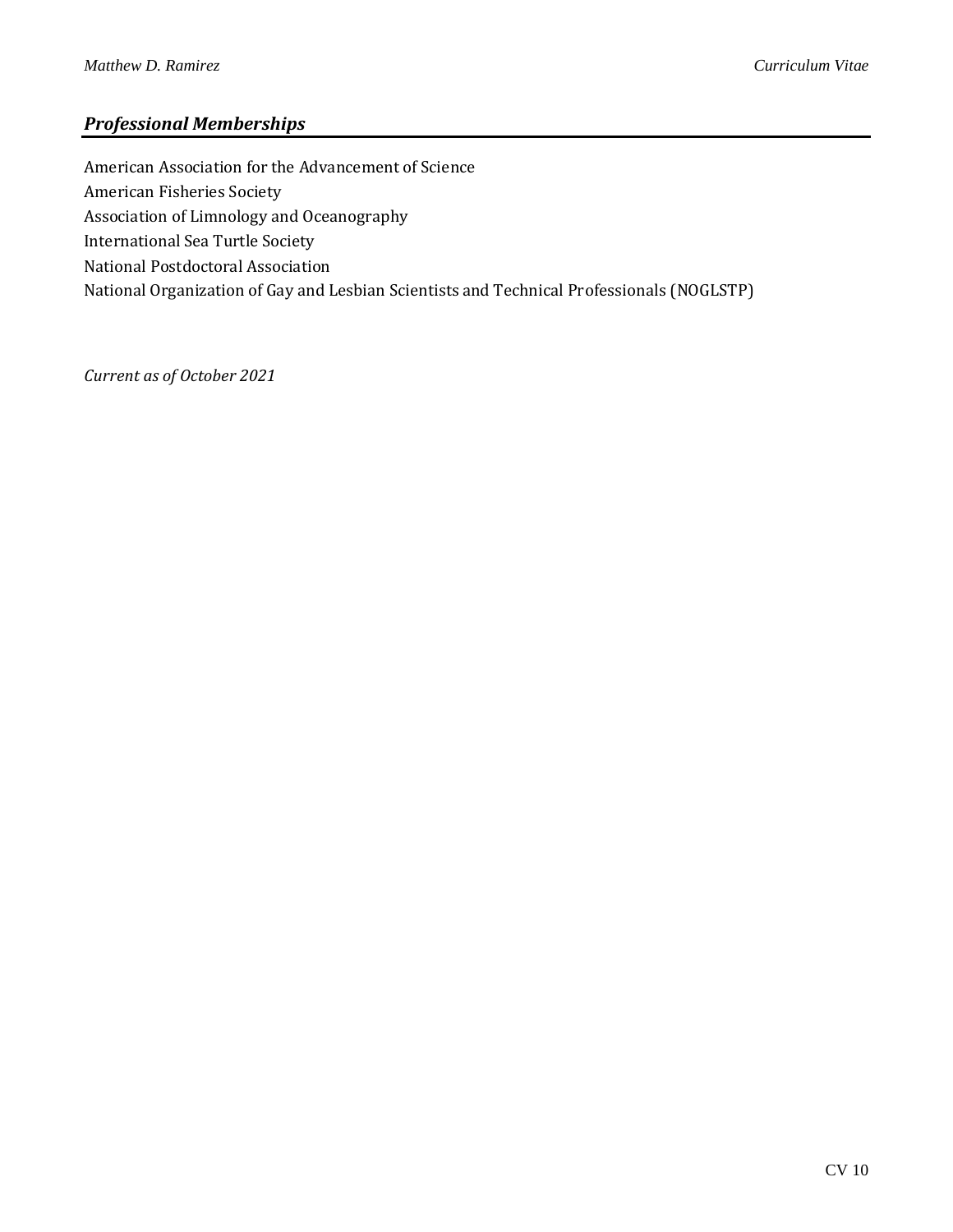## ***Professional Memberships***

American Association for the Advancement of Science
American Fisheries Society
Association of Limnology and Oceanography
International Sea Turtle Society
National Postdoctoral Association
National Organization of Gay and Lesbian Scientists and Technical Professionals (NOGLSTP)

*Current as of October 2021*